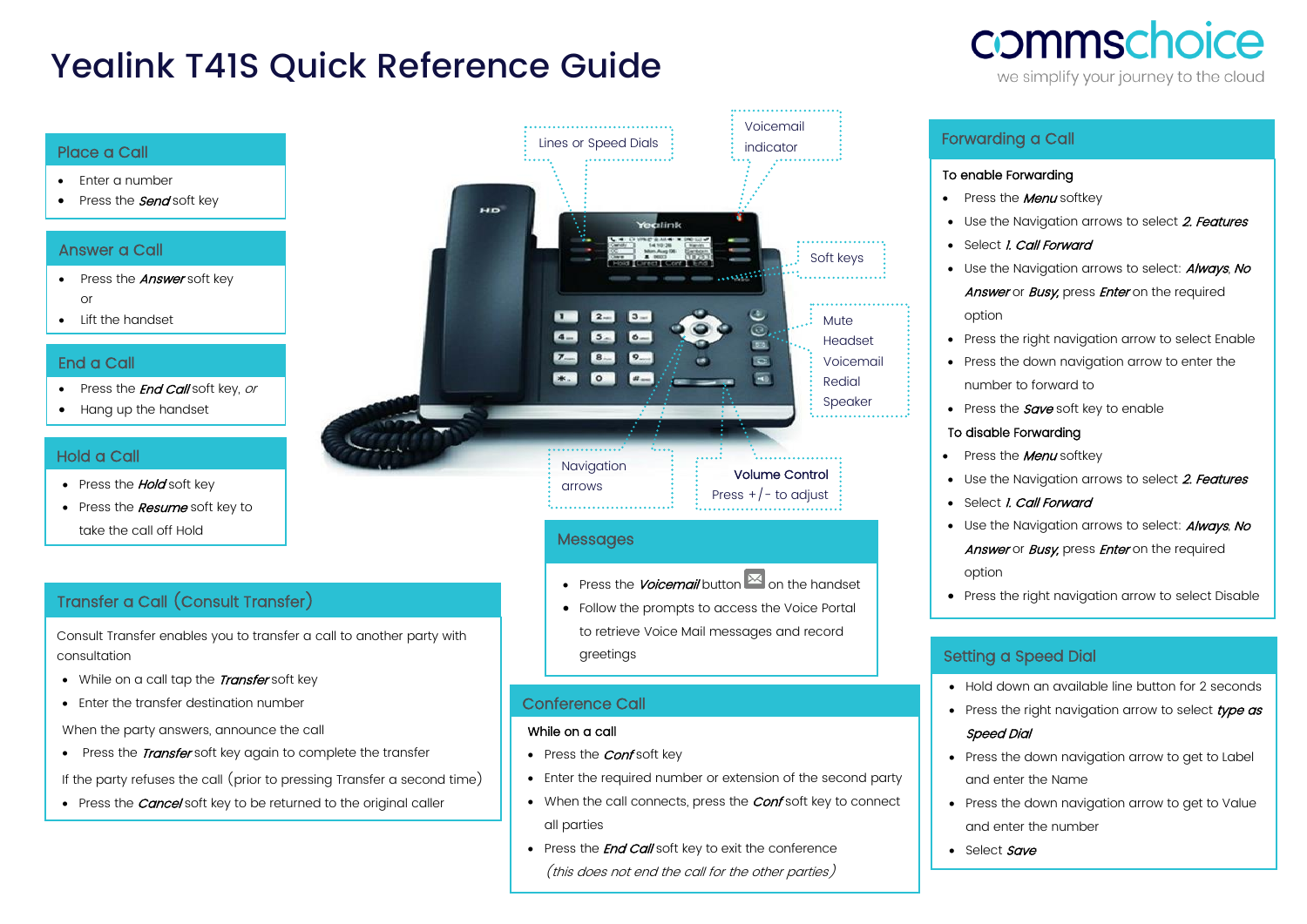# Yealink T41S Quick Reference Guide

commschoice
we simplify your journey to the cloud

## Place a Call

- Enter a number
- Press the ***Send*** soft key

## Answer a Call

- Press the ***Answer*** soft key
  or
- Lift the handset

## End a Call

- Press the ***End Call*** soft key, *or*
- Hang up the handset

## Hold a Call

- Press the ***Hold*** soft key
- Press the ***Resume*** soft key to take the call off Hold

## Transfer a Call (Consult Transfer)

Consult Transfer enables you to transfer a call to another party with consultation

- While on a call tap the ***Transfer*** soft key
- Enter the transfer destination number

When the party answers, announce the call

- Press the ***Transfer*** soft key again to complete the transfer

If the party refuses the call (prior to pressing Transfer a second time)

- Press the ***Cancel*** soft key to be returned to the original caller

Lines or Speed Dials

Voicemail indicator

Soft keys

Mute
Headset
Voicemail
Redial
Speaker

Navigation arrows

**Volume Control**
Press +/- to adjust

## Messages

- Press the ***Voicemail*** button on the handset
- Follow the prompts to access the Voice Portal to retrieve Voice Mail messages and record greetings

## Conference Call

**While on a call**

- Press the ***Conf*** soft key
- Enter the required number or extension of the second party
- When the call connects, press the ***Conf*** soft key to connect all parties
- Press the ***End Call*** soft key to exit the conference
  *(this does not end the call for the other parties)*

## Forwarding a Call

**To enable Forwarding**

- Press the ***Menu*** softkey
- Use the Navigation arrows to select ***2. Features***
- Select ***1. Call Forward***
- Use the Navigation arrows to select: ***Always***, ***No Answer*** or ***Busy***, press ***Enter*** on the required option
- Press the right navigation arrow to select Enable
- Press the down navigation arrow to enter the number to forward to
- Press the ***Save*** soft key to enable

**To disable Forwarding**

- Press the ***Menu*** softkey
- Use the Navigation arrows to select ***2. Features***
- Select ***1. Call Forward***
- Use the Navigation arrows to select: ***Always***, ***No Answer*** or ***Busy***, press ***Enter*** on the required option
- Press the right navigation arrow to select Disable

## Setting a Speed Dial

- Hold down an available line button for 2 seconds
- Press the right navigation arrow to select ***type as Speed Dial***
- Press the down navigation arrow to get to Label and enter the Name
- Press the down navigation arrow to get to Value and enter the number
- Select ***Save***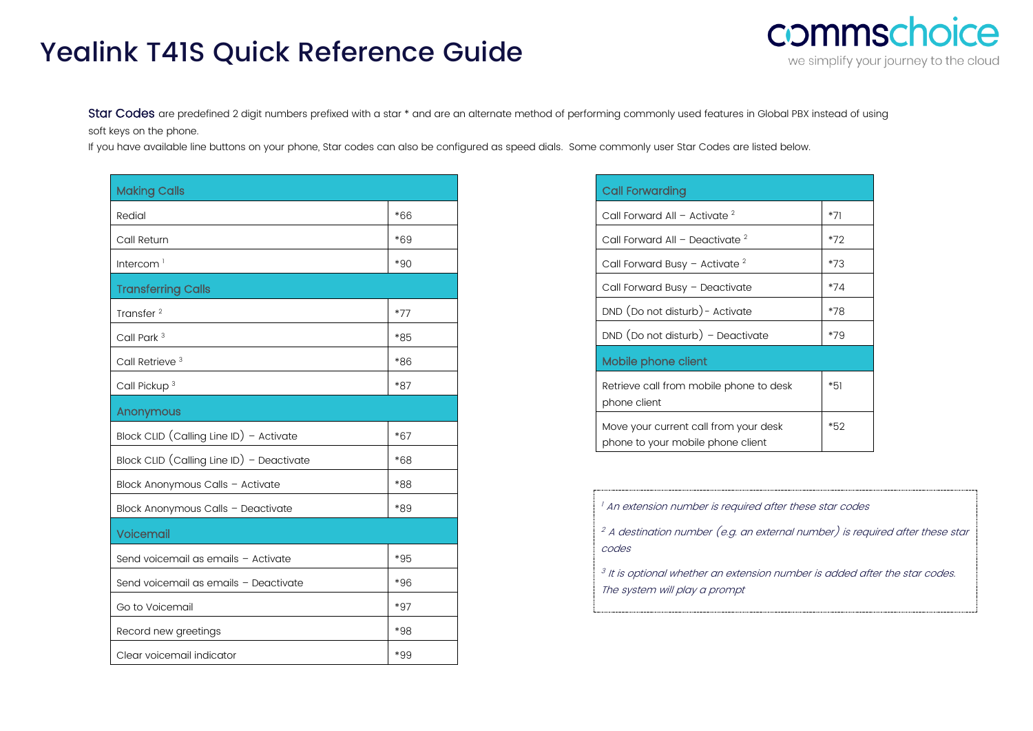# Yealink T41S Quick Reference Guide

commschoice
we simplify your journey to the cloud

**Star Codes** are predefined 2 digit numbers prefixed with a star * and are an alternate method of performing commonly used features in Global PBX instead of using soft keys on the phone.

If you have available line buttons on your phone, Star codes can also be configured as speed dials. Some commonly user Star Codes are listed below.

| Making Calls | |
|---|---|
| Redial | *66 |
| Call Return | *69 |
| Intercom [1] | *90 |
| **Transferring Calls** | |
| Transfer [2] | *77 |
| Call Park [3] | *85 |
| Call Retrieve [3] | *86 |
| Call Pickup [3] | *87 |
| **Anonymous** | |
| Block CLID (Calling Line ID) – Activate | *67 |
| Block CLID (Calling Line ID) – Deactivate | *68 |
| Block Anonymous Calls – Activate | *88 |
| Block Anonymous Calls – Deactivate | *89 |
| **Voicemail** | |
| Send voicemail as emails – Activate | *95 |
| Send voicemail as emails – Deactivate | *96 |
| Go to Voicemail | *97 |
| Record new greetings | *98 |
| Clear voicemail indicator | *99 |

| Call Forwarding | |
|---|---|
| Call Forward All – Activate [2] | *71 |
| Call Forward All – Deactivate [2] | *72 |
| Call Forward Busy – Activate [2] | *73 |
| Call Forward Busy – Deactivate | *74 |
| DND (Do not disturb)- Activate | *78 |
| DND (Do not disturb) – Deactivate | *79 |
| **Mobile phone client** | |
| Retrieve call from mobile phone to desk phone client | *51 |
| Move your current call from your desk phone to your mobile phone client | *52 |

*[1] An extension number is required after these star codes*

*[2] A destination number (e.g. an external number) is required after these star codes*

*[3] It is optional whether an extension number is added after the star codes. The system will play a prompt*